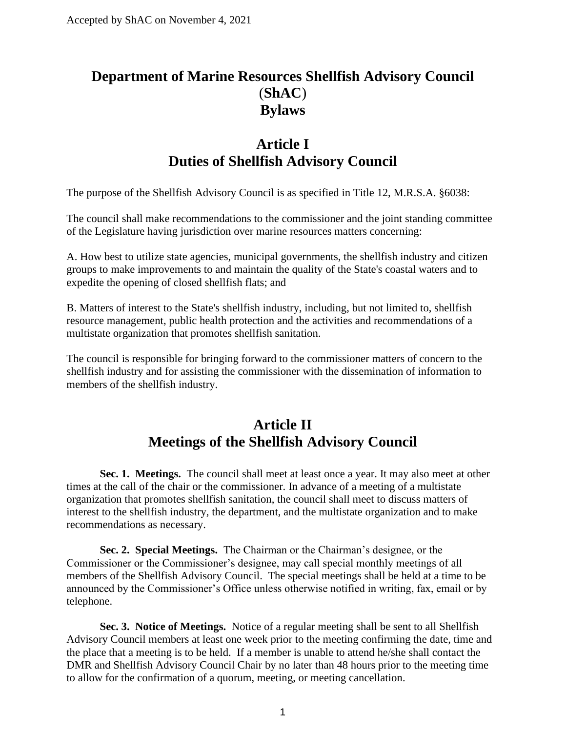Accepted by ShAC on November 4, 2021

# Department of Marine Resources Shellfish Advisory Council (ShAC) Bylaws

## Article I
## Duties of Shellfish Advisory Council

The purpose of the Shellfish Advisory Council is as specified in Title 12, M.R.S.A. §6038:

The council shall make recommendations to the commissioner and the joint standing committee of the Legislature having jurisdiction over marine resources matters concerning:

A. How best to utilize state agencies, municipal governments, the shellfish industry and citizen groups to make improvements to and maintain the quality of the State's coastal waters and to expedite the opening of closed shellfish flats; and

B. Matters of interest to the State's shellfish industry, including, but not limited to, shellfish resource management, public health protection and the activities and recommendations of a multistate organization that promotes shellfish sanitation.

The council is responsible for bringing forward to the commissioner matters of concern to the shellfish industry and for assisting the commissioner with the dissemination of information to members of the shellfish industry.

## Article II
## Meetings of the Shellfish Advisory Council

**Sec. 1. Meetings.** The council shall meet at least once a year. It may also meet at other times at the call of the chair or the commissioner. In advance of a meeting of a multistate organization that promotes shellfish sanitation, the council shall meet to discuss matters of interest to the shellfish industry, the department, and the multistate organization and to make recommendations as necessary.

**Sec. 2. Special Meetings.** The Chairman or the Chairman's designee, or the Commissioner or the Commissioner's designee, may call special monthly meetings of all members of the Shellfish Advisory Council. The special meetings shall be held at a time to be announced by the Commissioner's Office unless otherwise notified in writing, fax, email or by telephone.

**Sec. 3. Notice of Meetings.** Notice of a regular meeting shall be sent to all Shellfish Advisory Council members at least one week prior to the meeting confirming the date, time and the place that a meeting is to be held. If a member is unable to attend he/she shall contact the DMR and Shellfish Advisory Council Chair by no later than 48 hours prior to the meeting time to allow for the confirmation of a quorum, meeting, or meeting cancellation.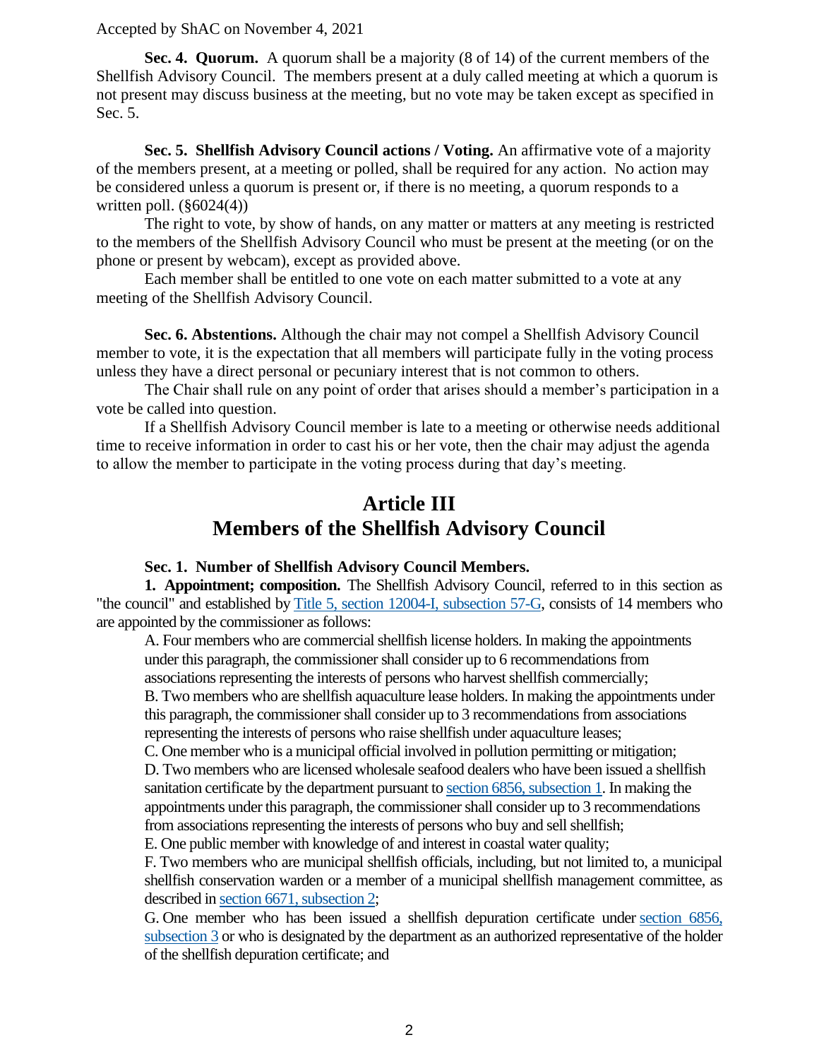**Sec. 4. Quorum.** A quorum shall be a majority (8 of 14) of the current members of the Shellfish Advisory Council. The members present at a duly called meeting at which a quorum is not present may discuss business at the meeting, but no vote may be taken except as specified in Sec. 5.

**Sec. 5. Shellfish Advisory Council actions / Voting.** An affirmative vote of a majority of the members present, at a meeting or polled, shall be required for any action. No action may be considered unless a quorum is present or, if there is no meeting, a quorum responds to a written poll. (§6024(4))

The right to vote, by show of hands, on any matter or matters at any meeting is restricted to the members of the Shellfish Advisory Council who must be present at the meeting (or on the phone or present by webcam), except as provided above.

Each member shall be entitled to one vote on each matter submitted to a vote at any meeting of the Shellfish Advisory Council.

**Sec. 6. Abstentions.** Although the chair may not compel a Shellfish Advisory Council member to vote, it is the expectation that all members will participate fully in the voting process unless they have a direct personal or pecuniary interest that is not common to others.

The Chair shall rule on any point of order that arises should a member's participation in a vote be called into question.

If a Shellfish Advisory Council member is late to a meeting or otherwise needs additional time to receive information in order to cast his or her vote, then the chair may adjust the agenda to allow the member to participate in the voting process during that day's meeting.

## Article III
## Members of the Shellfish Advisory Council

**Sec. 1. Number of Shellfish Advisory Council Members.**

**1. Appointment; composition.** The Shellfish Advisory Council, referred to in this section as "the council" and established by Title 5, section 12004-I, subsection 57-G, consists of 14 members who are appointed by the commissioner as follows:

A. Four members who are commercial shellfish license holders. In making the appointments under this paragraph, the commissioner shall consider up to 6 recommendations from associations representing the interests of persons who harvest shellfish commercially;

B. Two members who are shellfish aquaculture lease holders. In making the appointments under this paragraph, the commissioner shall consider up to 3 recommendations from associations representing the interests of persons who raise shellfish under aquaculture leases;

C. One member who is a municipal official involved in pollution permitting or mitigation;

D. Two members who are licensed wholesale seafood dealers who have been issued a shellfish sanitation certificate by the department pursuant to section 6856, subsection 1. In making the appointments under this paragraph, the commissioner shall consider up to 3 recommendations from associations representing the interests of persons who buy and sell shellfish;

E. One public member with knowledge of and interest in coastal water quality;

F. Two members who are municipal shellfish officials, including, but not limited to, a municipal shellfish conservation warden or a member of a municipal shellfish management committee, as described in section 6671, subsection 2;

G. One member who has been issued a shellfish depuration certificate under section 6856, subsection 3 or who is designated by the department as an authorized representative of the holder of the shellfish depuration certificate; and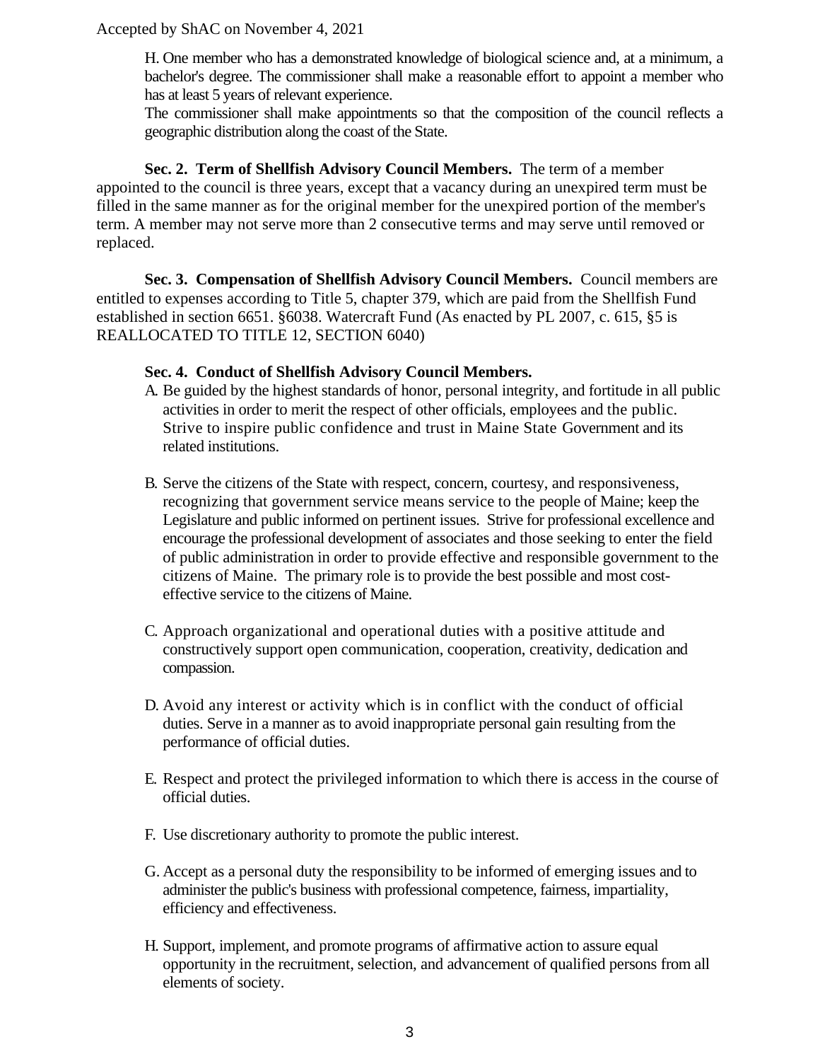H. One member who has a demonstrated knowledge of biological science and, at a minimum, a bachelor's degree. The commissioner shall make a reasonable effort to appoint a member who has at least 5 years of relevant experience.

The commissioner shall make appointments so that the composition of the council reflects a geographic distribution along the coast of the State.

**Sec. 2. Term of Shellfish Advisory Council Members.** The term of a member appointed to the council is three years, except that a vacancy during an unexpired term must be filled in the same manner as for the original member for the unexpired portion of the member's term. A member may not serve more than 2 consecutive terms and may serve until removed or replaced.

**Sec. 3. Compensation of Shellfish Advisory Council Members.** Council members are entitled to expenses according to Title 5, chapter 379, which are paid from the Shellfish Fund established in section 6651. §6038. Watercraft Fund (As enacted by PL 2007, c. 615, §5 is REALLOCATED TO TITLE 12, SECTION 6040)

**Sec. 4. Conduct of Shellfish Advisory Council Members.**

A. Be guided by the highest standards of honor, personal integrity, and fortitude in all public activities in order to merit the respect of other officials, employees and the public. Strive to inspire public confidence and trust in Maine State Government and its related institutions.

B. Serve the citizens of the State with respect, concern, courtesy, and responsiveness, recognizing that government service means service to the people of Maine; keep the Legislature and public informed on pertinent issues. Strive for professional excellence and encourage the professional development of associates and those seeking to enter the field of public administration in order to provide effective and responsible government to the citizens of Maine. The primary role is to provide the best possible and most cost-effective service to the citizens of Maine.

C. Approach organizational and operational duties with a positive attitude and constructively support open communication, cooperation, creativity, dedication and compassion.

D. Avoid any interest or activity which is in conflict with the conduct of official duties. Serve in a manner as to avoid inappropriate personal gain resulting from the performance of official duties.

E. Respect and protect the privileged information to which there is access in the course of official duties.

F. Use discretionary authority to promote the public interest.

G. Accept as a personal duty the responsibility to be informed of emerging issues and to administer the public's business with professional competence, fairness, impartiality, efficiency and effectiveness.

H. Support, implement, and promote programs of affirmative action to assure equal opportunity in the recruitment, selection, and advancement of qualified persons from all elements of society.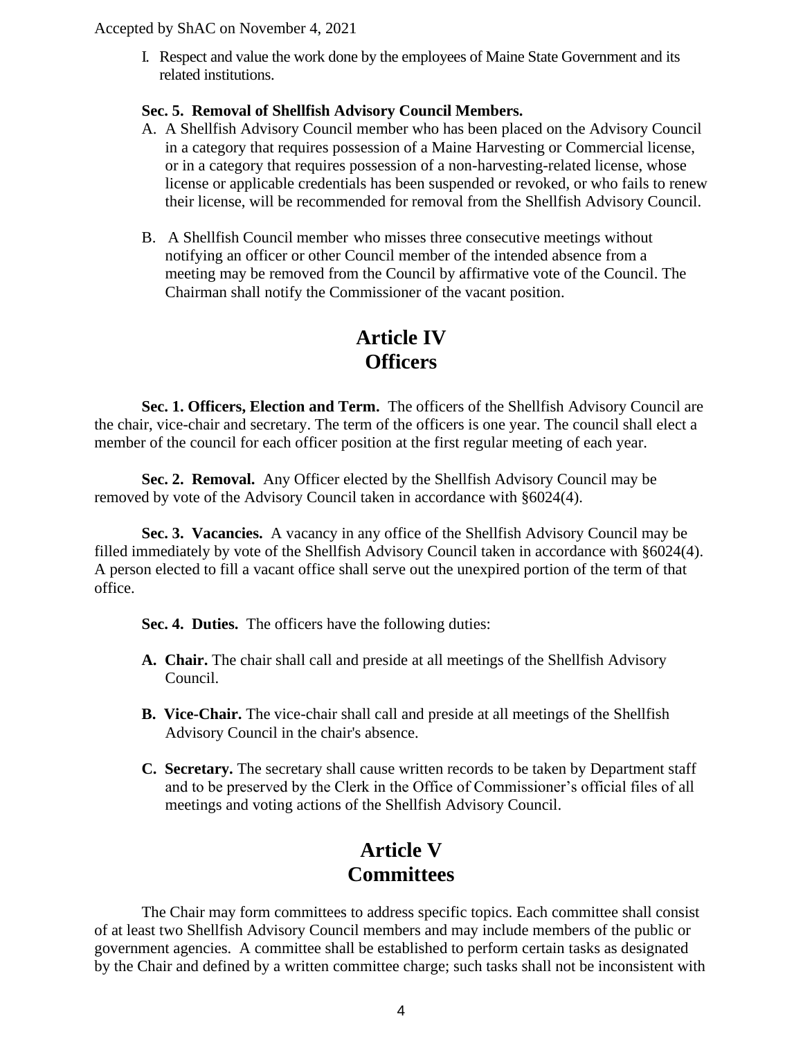I. Respect and value the work done by the employees of Maine State Government and its related institutions.

**Sec. 5. Removal of Shellfish Advisory Council Members.**

A. A Shellfish Advisory Council member who has been placed on the Advisory Council in a category that requires possession of a Maine Harvesting or Commercial license, or in a category that requires possession of a non-harvesting-related license, whose license or applicable credentials has been suspended or revoked, or who fails to renew their license, will be recommended for removal from the Shellfish Advisory Council.

B. A Shellfish Council member who misses three consecutive meetings without notifying an officer or other Council member of the intended absence from a meeting may be removed from the Council by affirmative vote of the Council. The Chairman shall notify the Commissioner of the vacant position.

# Article IV
# Officers

**Sec. 1. Officers, Election and Term.** The officers of the Shellfish Advisory Council are the chair, vice-chair and secretary. The term of the officers is one year. The council shall elect a member of the council for each officer position at the first regular meeting of each year.

**Sec. 2. Removal.** Any Officer elected by the Shellfish Advisory Council may be removed by vote of the Advisory Council taken in accordance with §6024(4).

**Sec. 3. Vacancies.** A vacancy in any office of the Shellfish Advisory Council may be filled immediately by vote of the Shellfish Advisory Council taken in accordance with §6024(4). A person elected to fill a vacant office shall serve out the unexpired portion of the term of that office.

**Sec. 4. Duties.** The officers have the following duties:

**A. Chair.** The chair shall call and preside at all meetings of the Shellfish Advisory Council.

**B. Vice-Chair.** The vice-chair shall call and preside at all meetings of the Shellfish Advisory Council in the chair's absence.

**C. Secretary.** The secretary shall cause written records to be taken by Department staff and to be preserved by the Clerk in the Office of Commissioner's official files of all meetings and voting actions of the Shellfish Advisory Council.

# Article V
# Committees

The Chair may form committees to address specific topics. Each committee shall consist of at least two Shellfish Advisory Council members and may include members of the public or government agencies. A committee shall be established to perform certain tasks as designated by the Chair and defined by a written committee charge; such tasks shall not be inconsistent with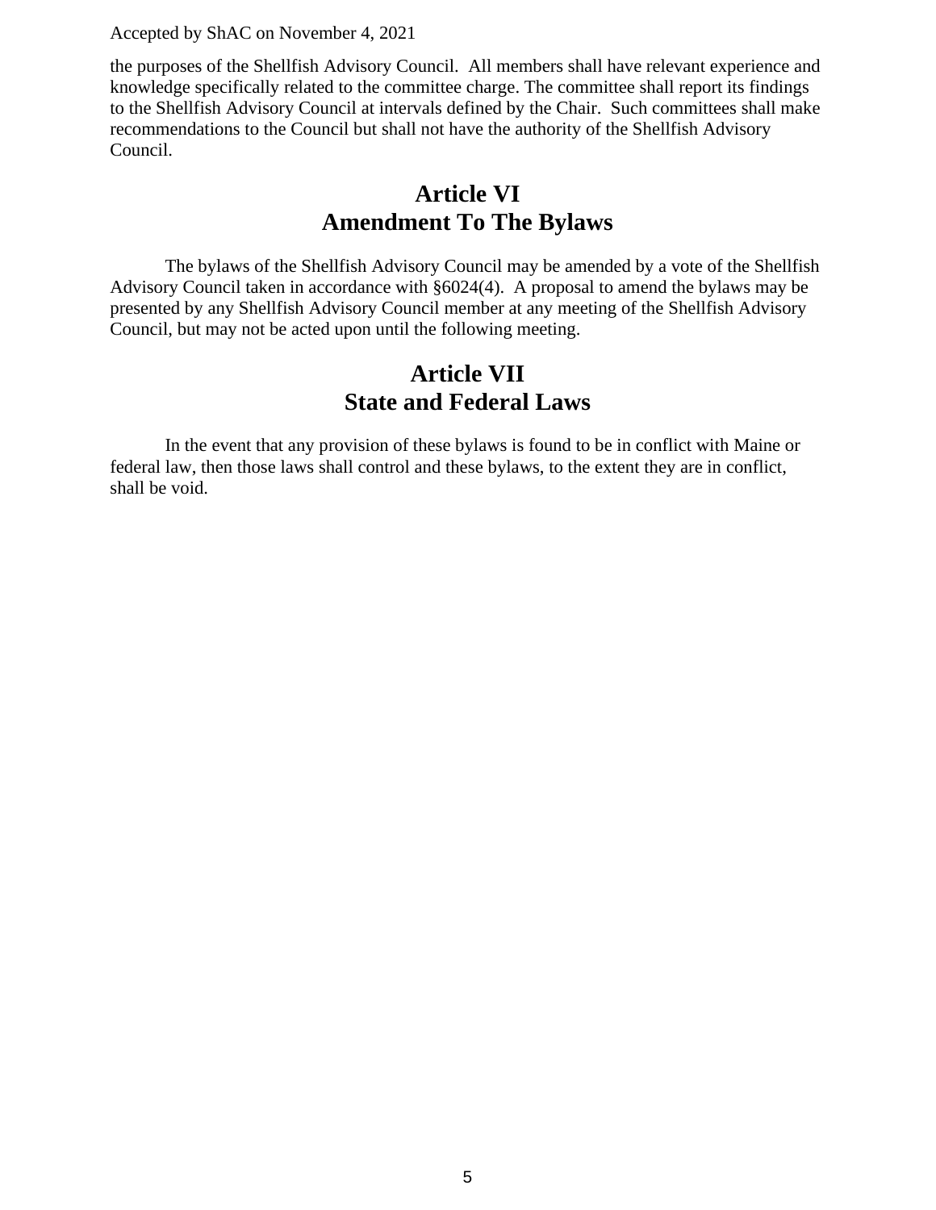the purposes of the Shellfish Advisory Council. All members shall have relevant experience and knowledge specifically related to the committee charge. The committee shall report its findings to the Shellfish Advisory Council at intervals defined by the Chair. Such committees shall make recommendations to the Council but shall not have the authority of the Shellfish Advisory Council.

## Article VI
## Amendment To The Bylaws

The bylaws of the Shellfish Advisory Council may be amended by a vote of the Shellfish Advisory Council taken in accordance with §6024(4). A proposal to amend the bylaws may be presented by any Shellfish Advisory Council member at any meeting of the Shellfish Advisory Council, but may not be acted upon until the following meeting.

## Article VII
## State and Federal Laws

In the event that any provision of these bylaws is found to be in conflict with Maine or federal law, then those laws shall control and these bylaws, to the extent they are in conflict, shall be void.